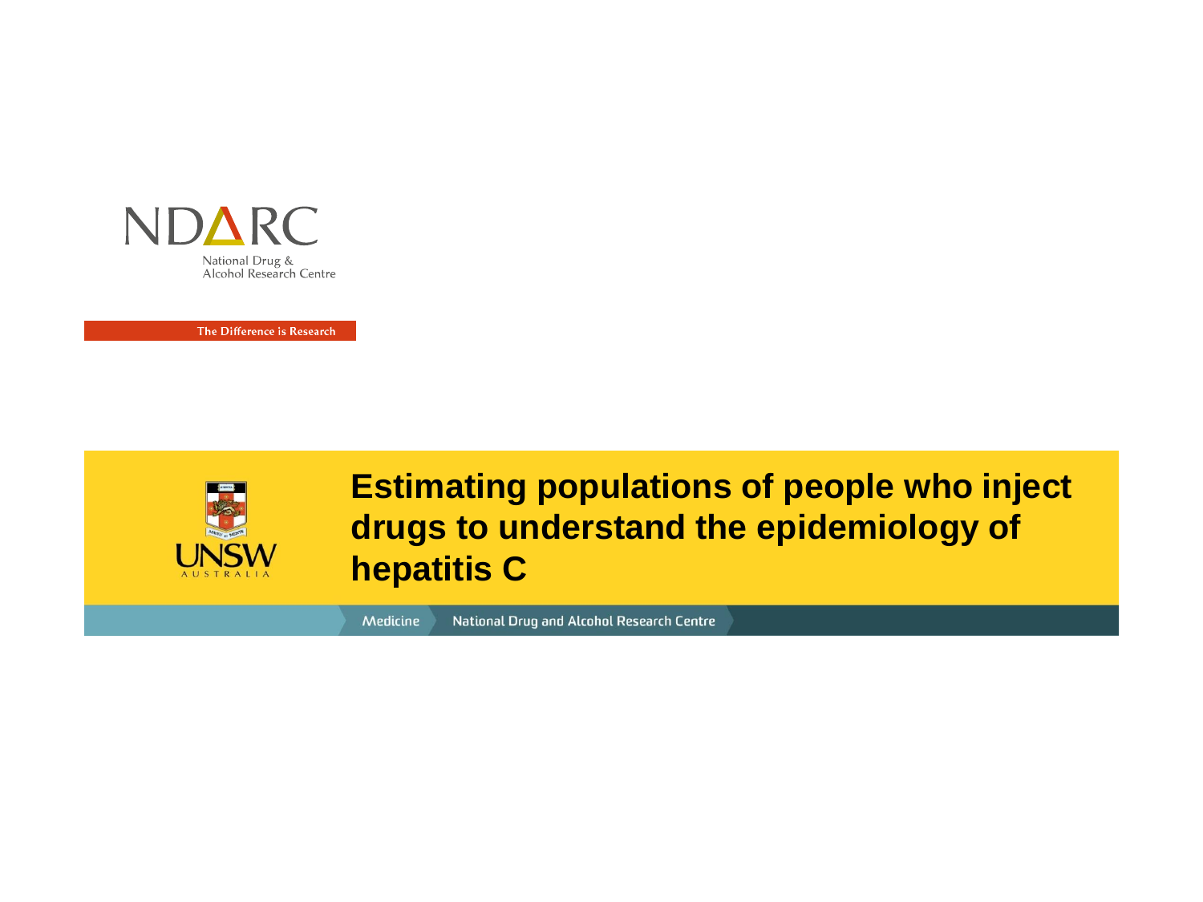NDARC

National Drug &
Alcohol Research Centre

The Difference is Research

UNSW AUSTRALIA

# Estimating populations of people who inject drugs to understand the epidemiology of hepatitis C

Medicine | National Drug and Alcohol Research Centre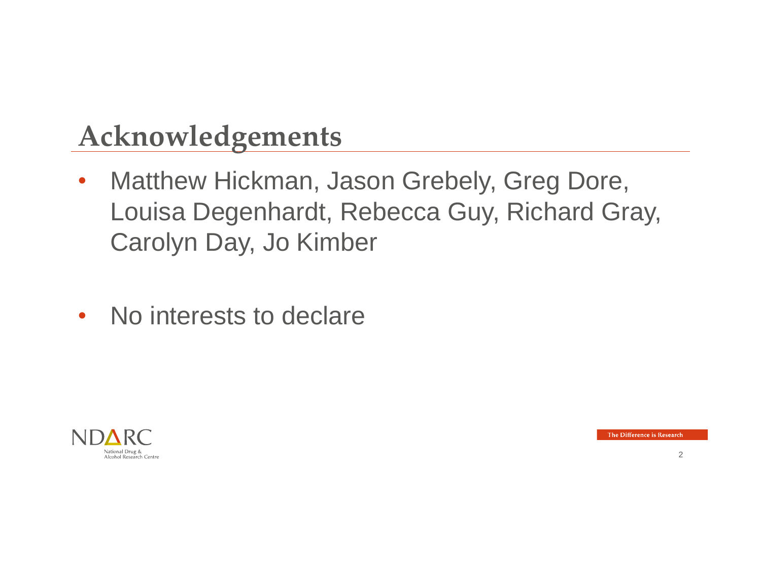# Acknowledgements

- Matthew Hickman, Jason Grebely, Greg Dore, Louisa Degenhardt, Rebecca Guy, Richard Gray, Carolyn Day, Jo Kimber

- No interests to declare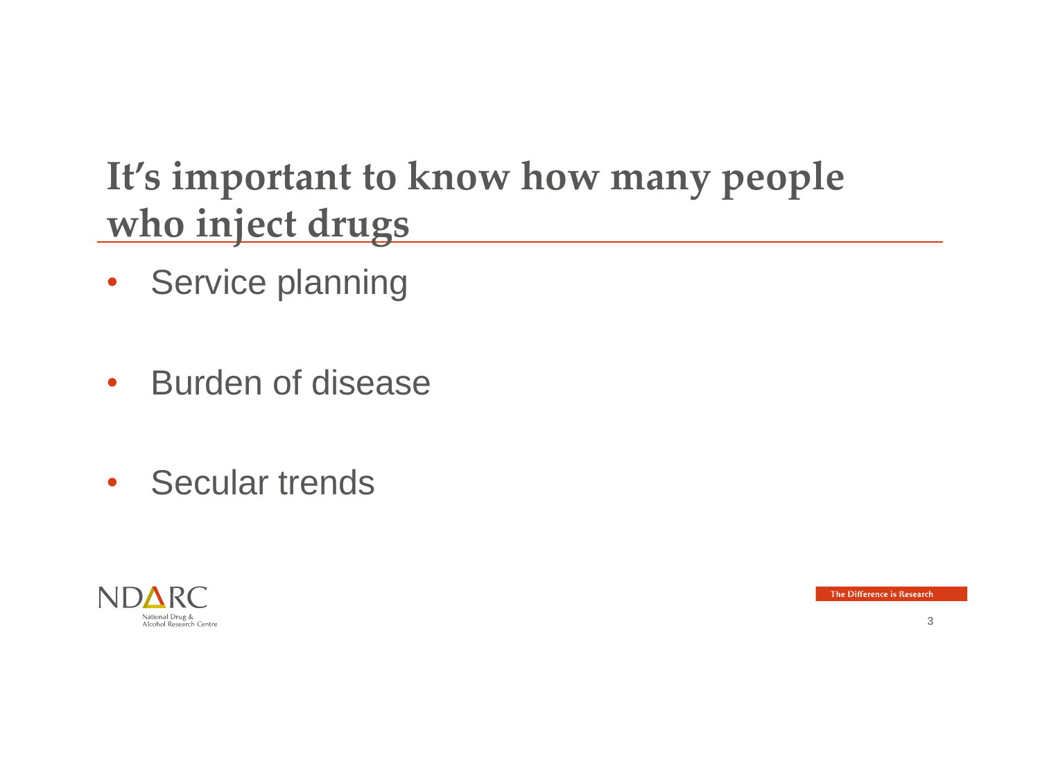# It's important to know how many people who inject drugs

- Service planning
- Burden of disease
- Secular trends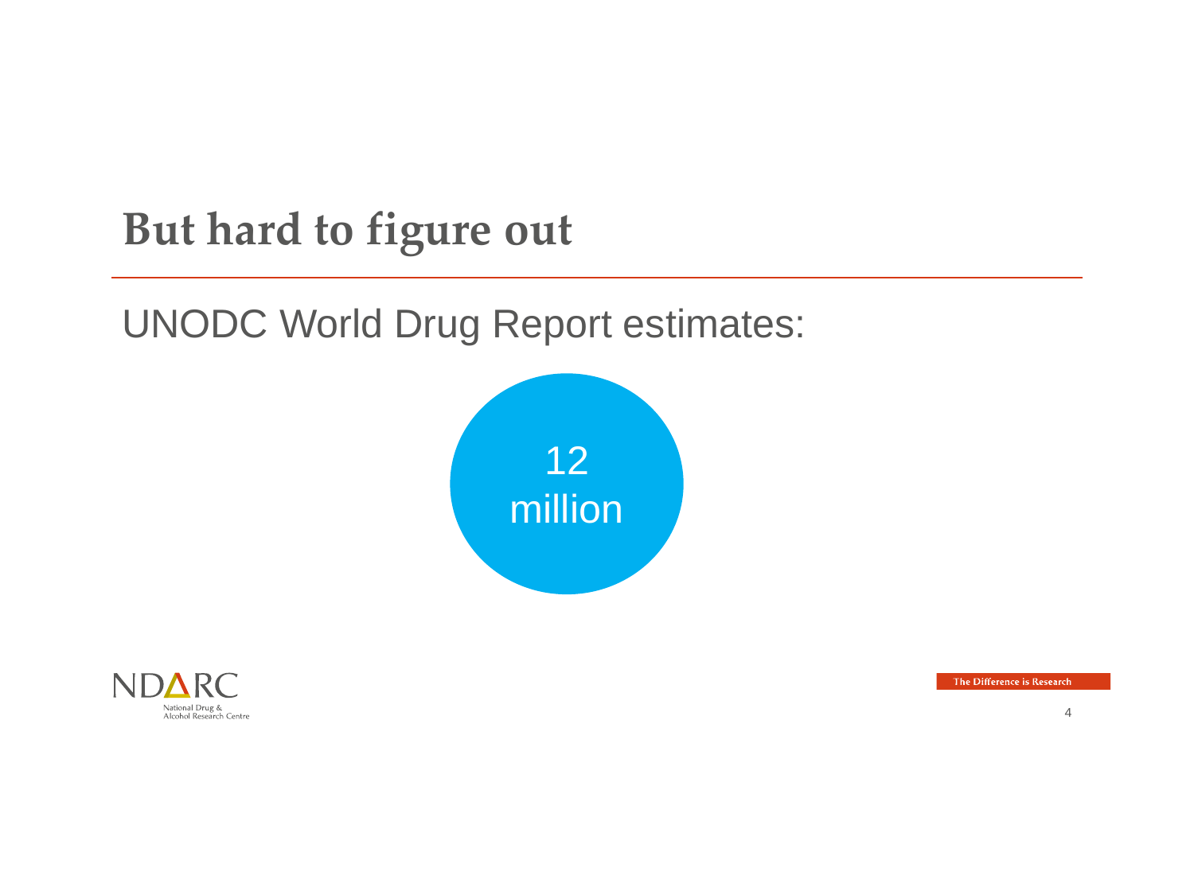# But hard to figure out

UNODC World Drug Report estimates:

12 million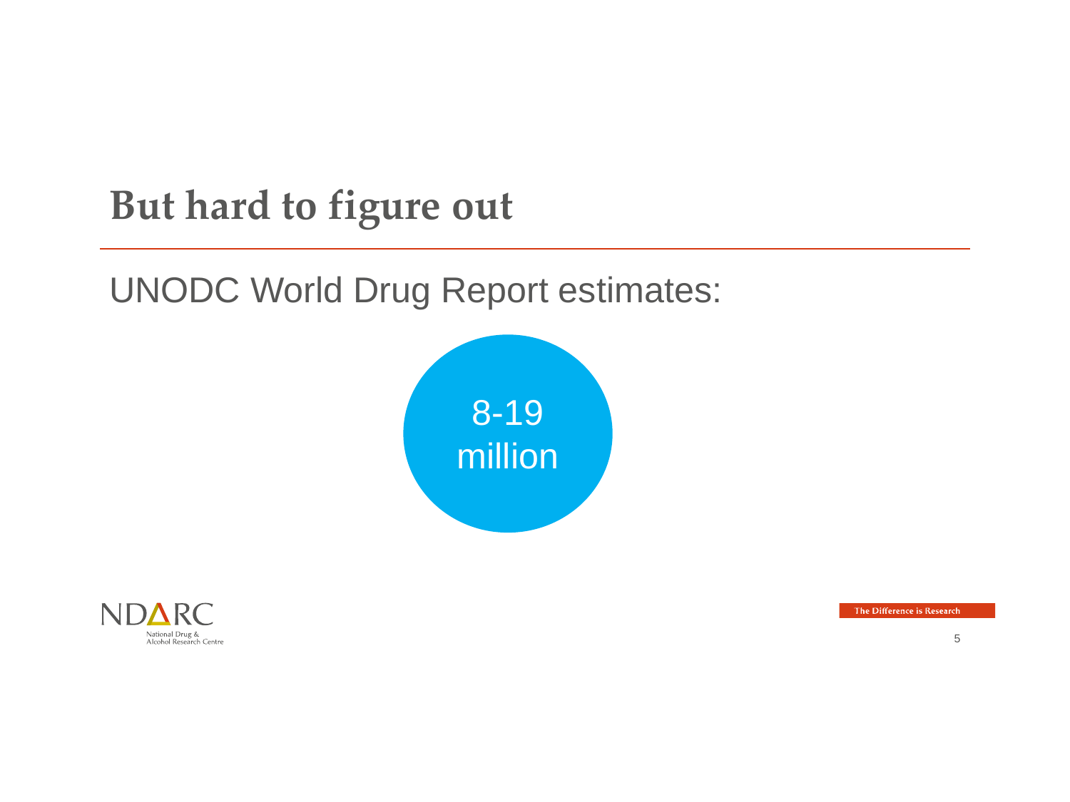# But hard to figure out

UNODC World Drug Report estimates:

8-19 million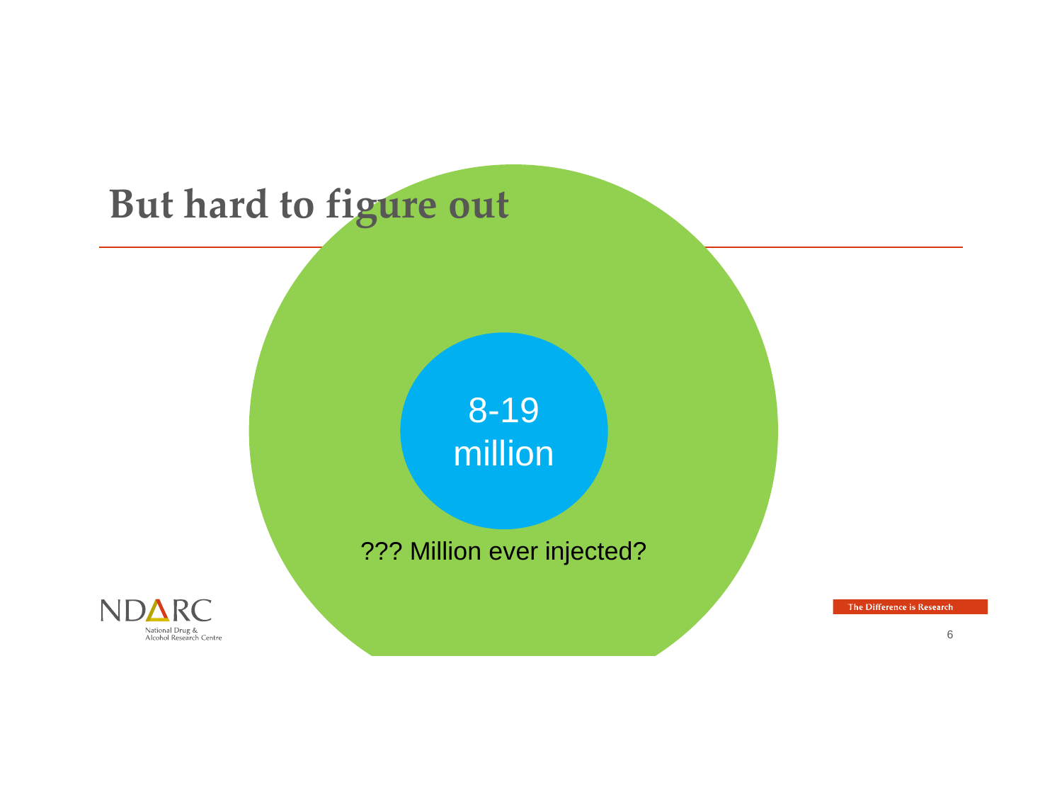# But hard to figure out

8-19 million

??? Million ever injected?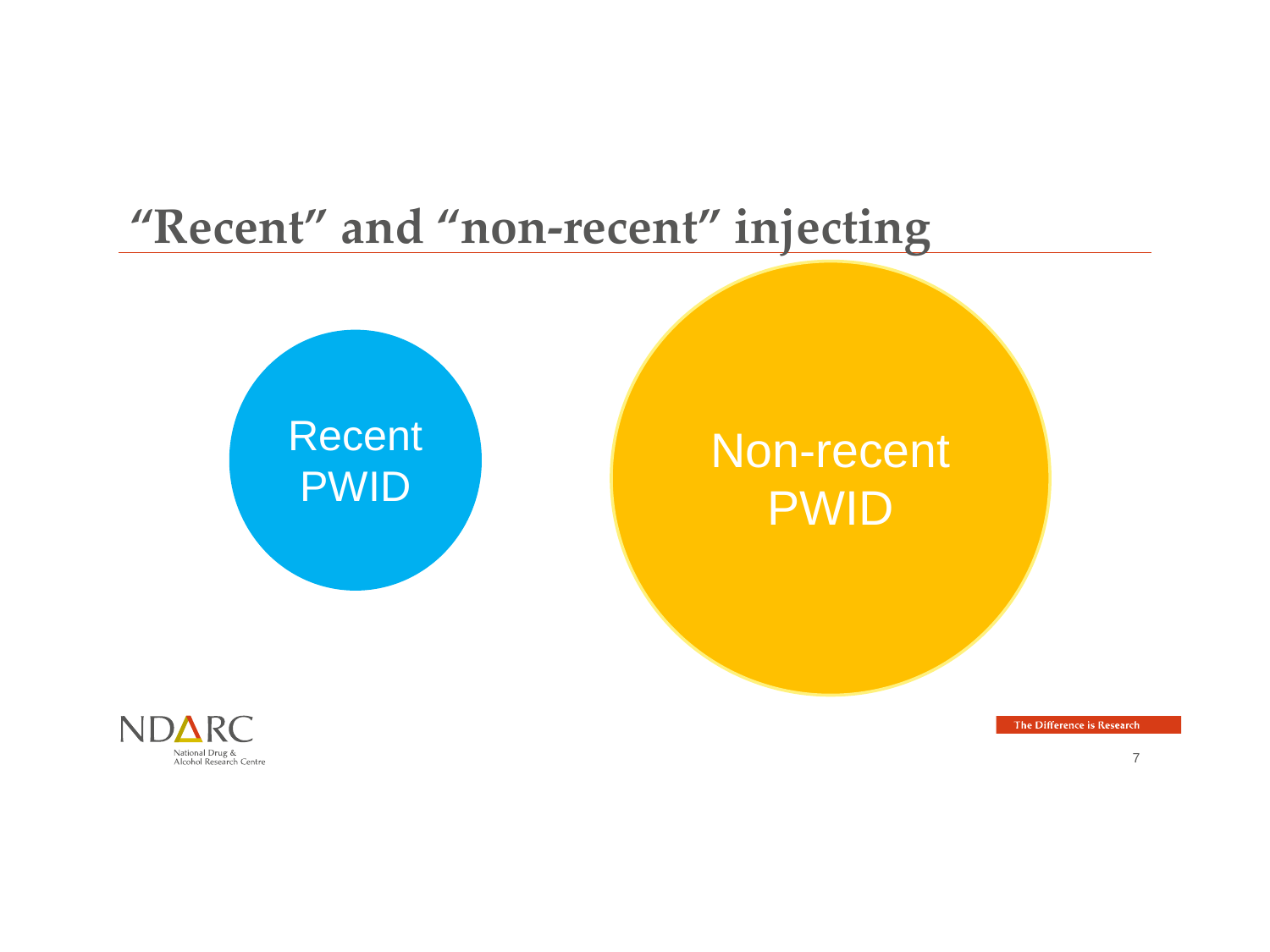# "Recent" and "non-recent" injecting

Recent PWID

Non-recent PWID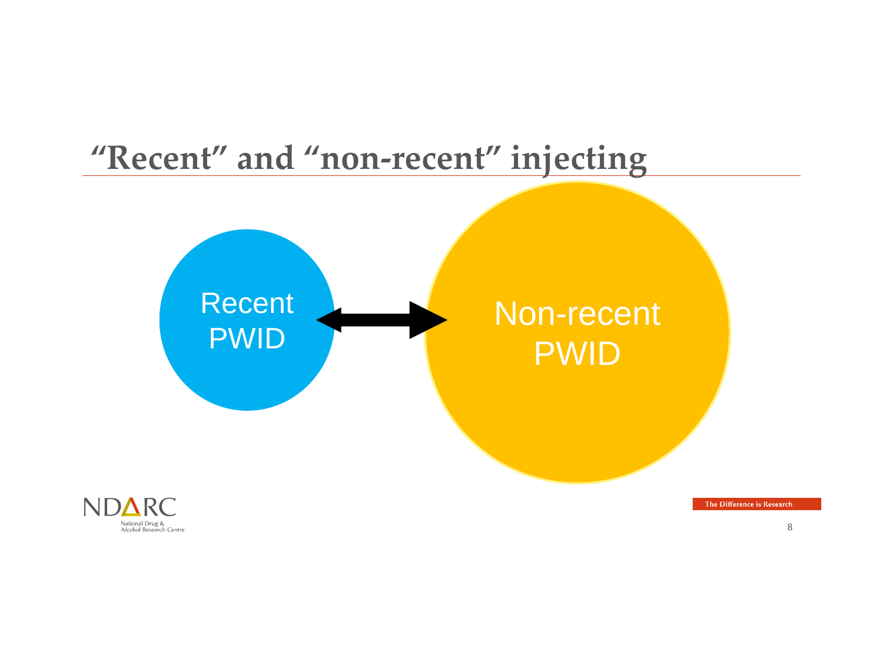# “Recent” and “non-recent” injecting

Recent PWID

Non-recent PWID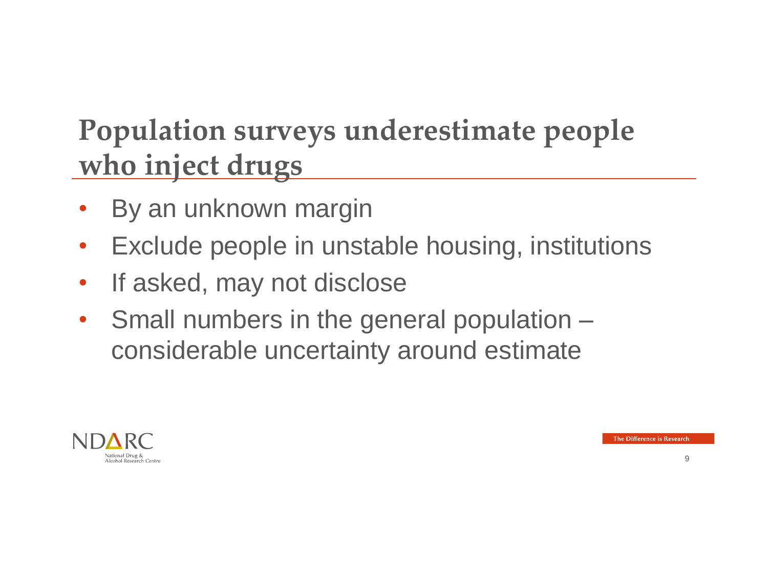# Population surveys underestimate people who inject drugs

- By an unknown margin
- Exclude people in unstable housing, institutions
- If asked, may not disclose
- Small numbers in the general population – considerable uncertainty around estimate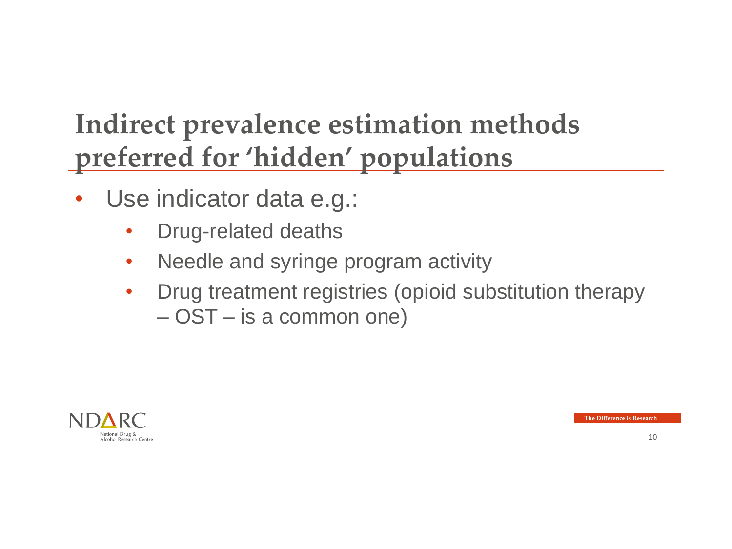# Indirect prevalence estimation methods preferred for 'hidden' populations

- Use indicator data e.g.:
  - Drug-related deaths
  - Needle and syringe program activity
  - Drug treatment registries (opioid substitution therapy – OST – is a common one)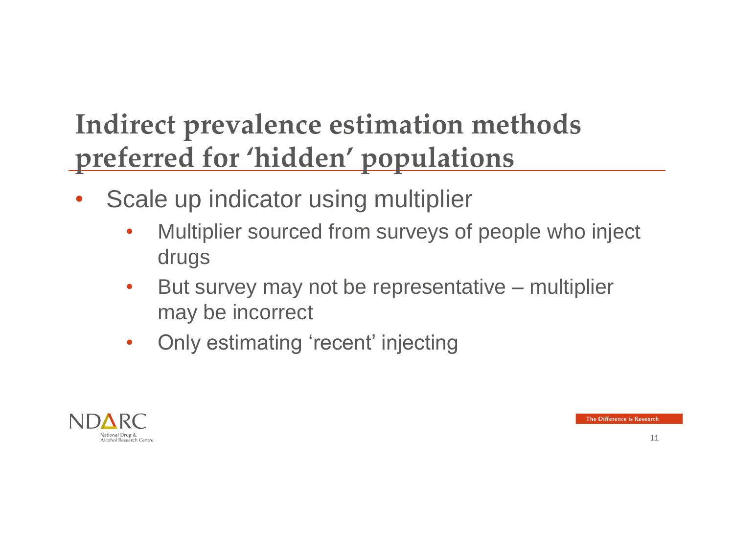# Indirect prevalence estimation methods preferred for 'hidden' populations

- Scale up indicator using multiplier
  - Multiplier sourced from surveys of people who inject drugs
  - But survey may not be representative – multiplier may be incorrect
  - Only estimating 'recent' injecting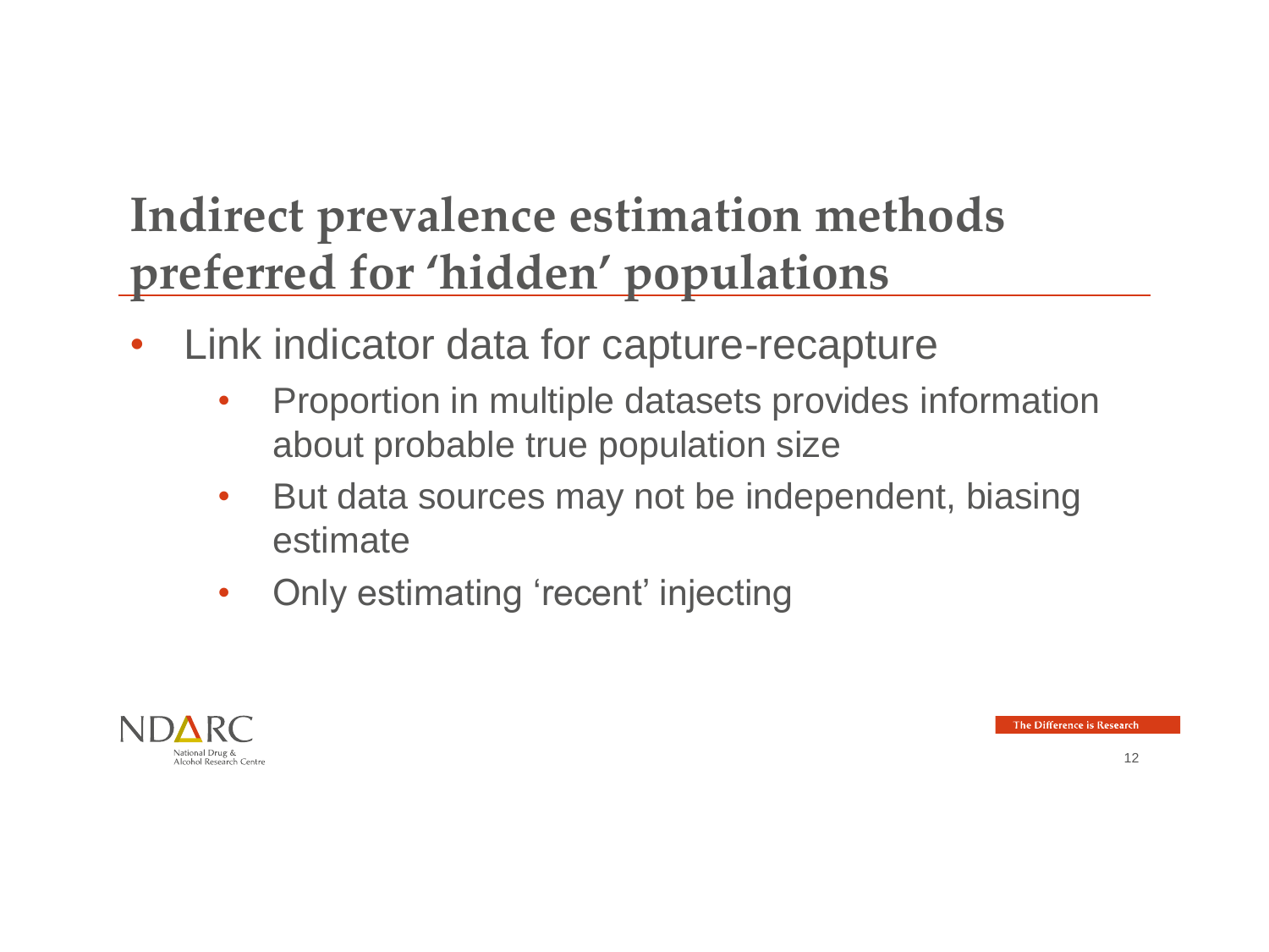# Indirect prevalence estimation methods preferred for 'hidden' populations

- Link indicator data for capture-recapture
  - Proportion in multiple datasets provides information about probable true population size
  - But data sources may not be independent, biasing estimate
  - Only estimating 'recent' injecting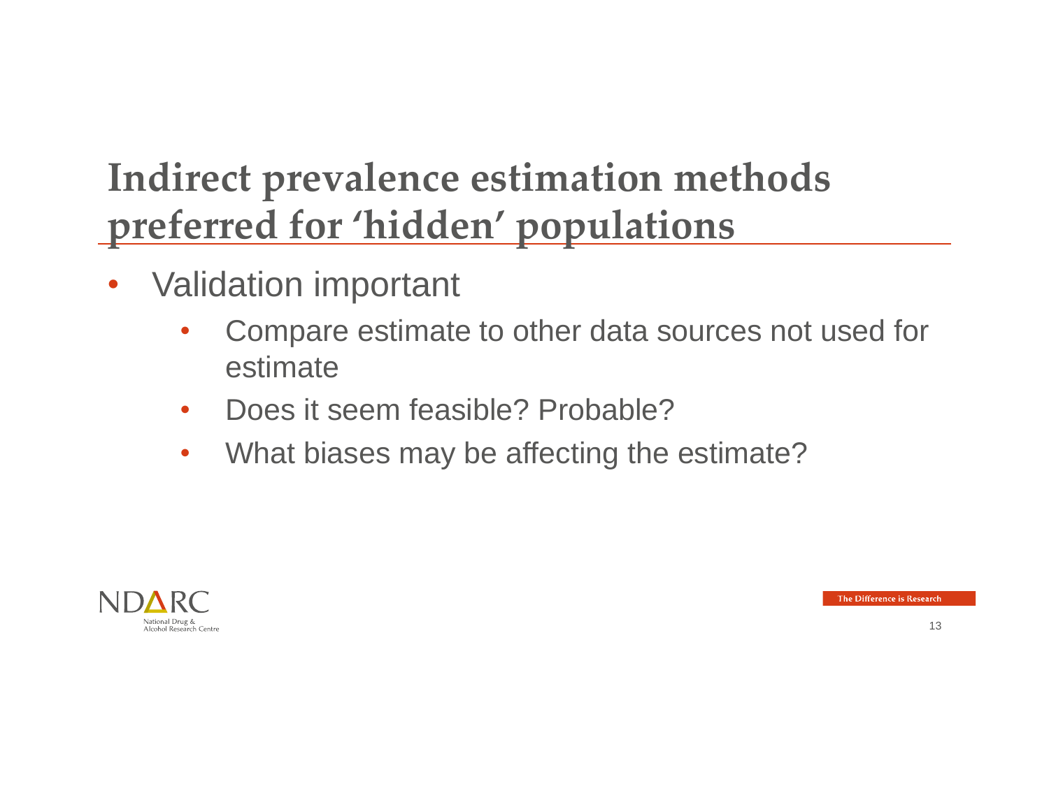# Indirect prevalence estimation methods preferred for 'hidden' populations

- Validation important
  - Compare estimate to other data sources not used for estimate
  - Does it seem feasible? Probable?
  - What biases may be affecting the estimate?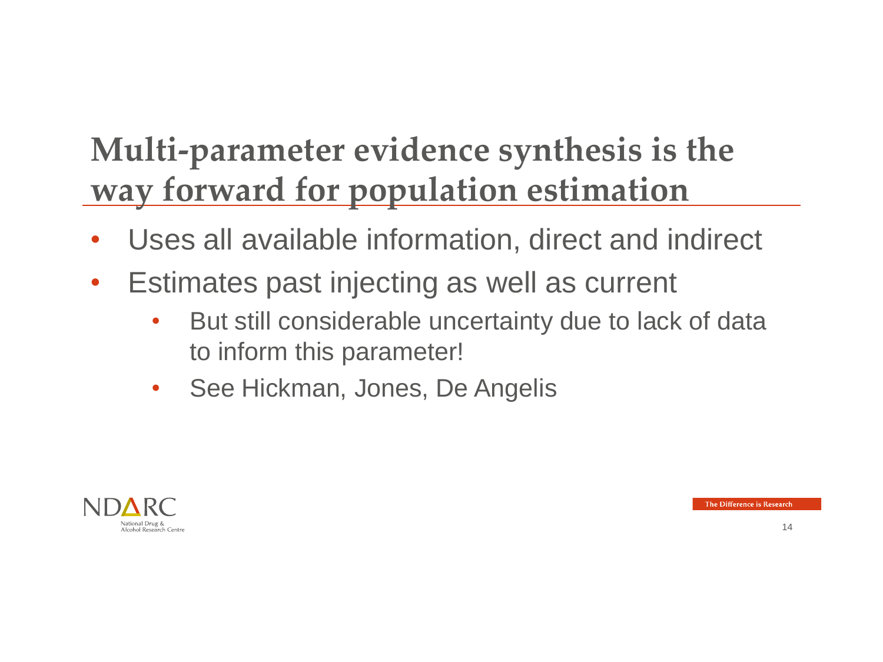# Multi-parameter evidence synthesis is the way forward for population estimation

- Uses all available information, direct and indirect
- Estimates past injecting as well as current
  - But still considerable uncertainty due to lack of data to inform this parameter!
  - See Hickman, Jones, De Angelis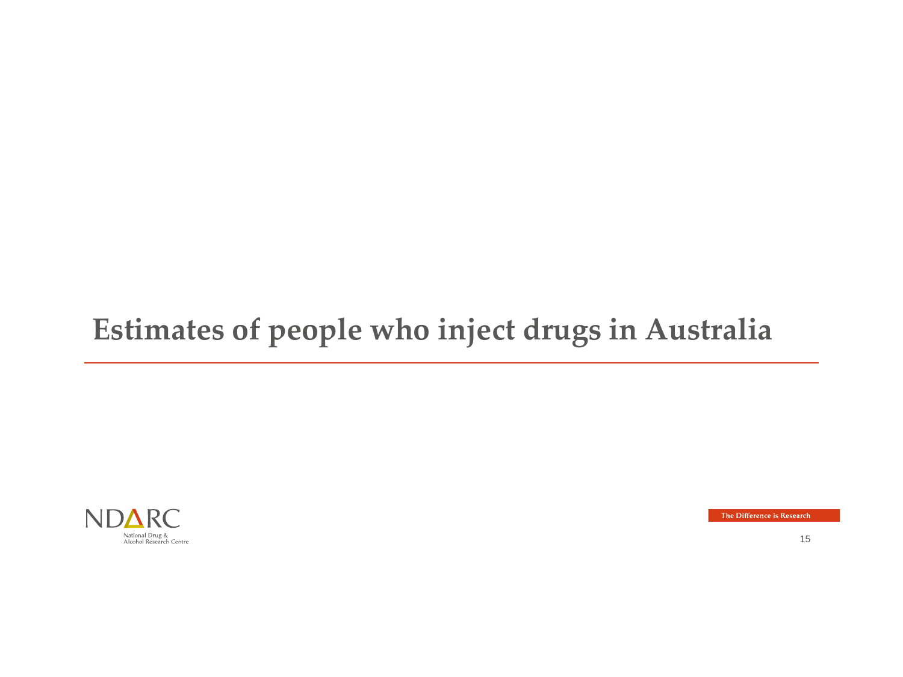# Estimates of people who inject drugs in Australia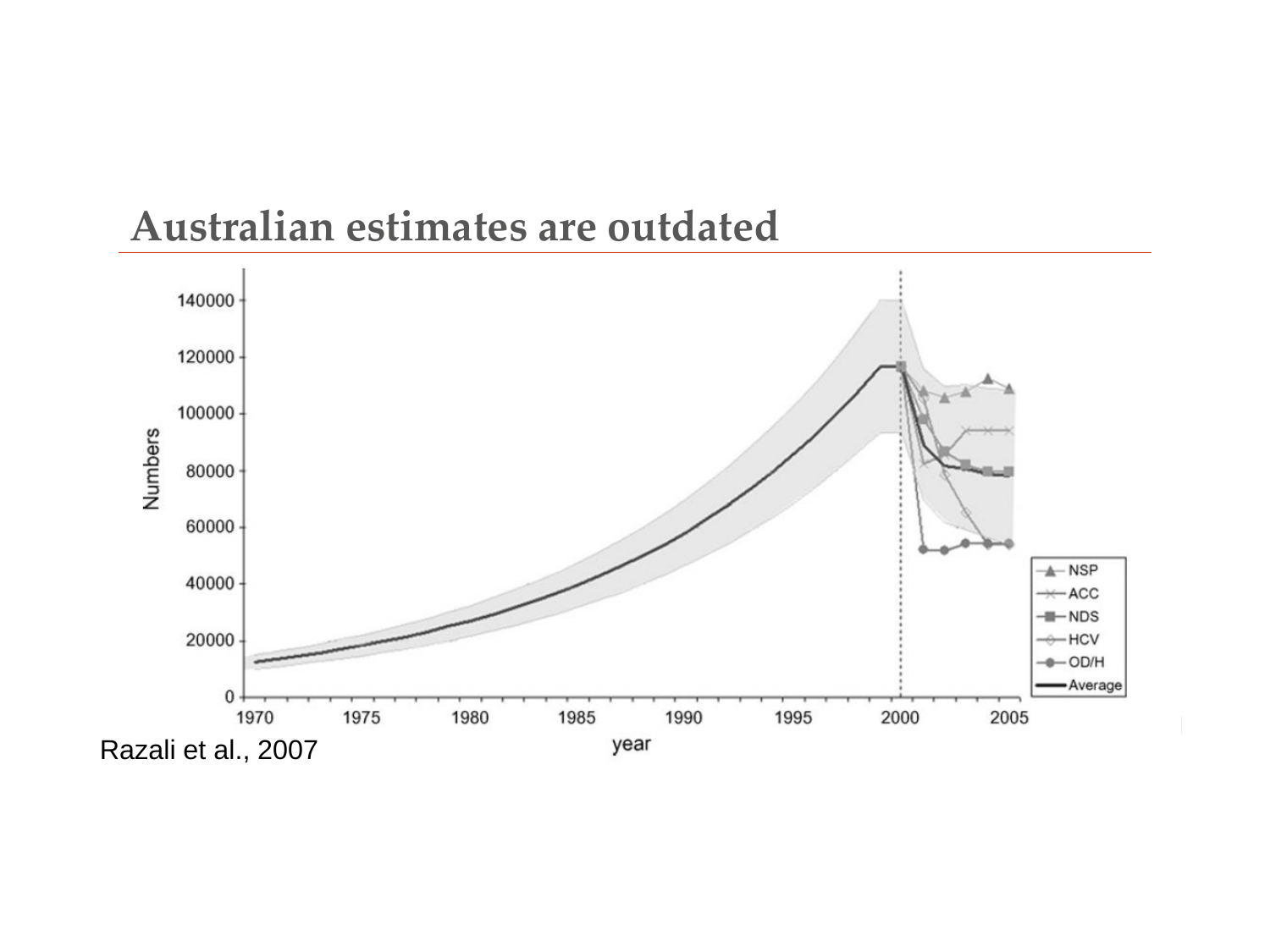# Australian estimates are outdated

Razali et al., 2007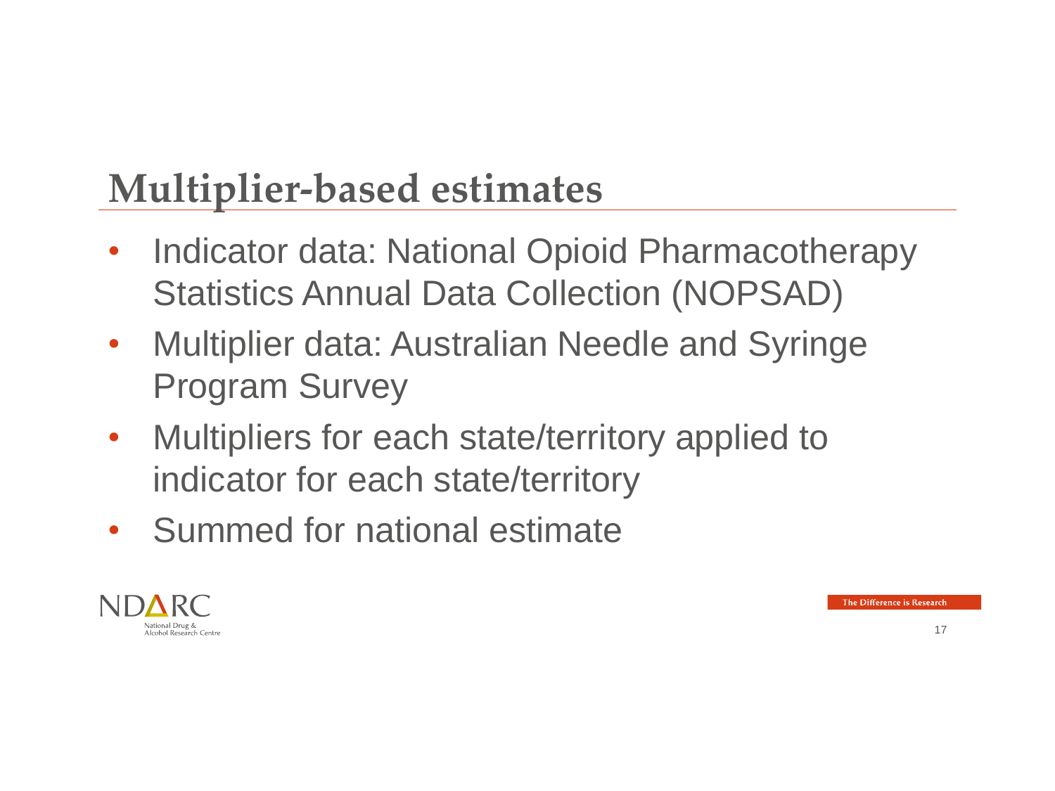# Multiplier-based estimates

- Indicator data: National Opioid Pharmacotherapy Statistics Annual Data Collection (NOPSAD)
- Multiplier data: Australian Needle and Syringe Program Survey
- Multipliers for each state/territory applied to indicator for each state/territory
- Summed for national estimate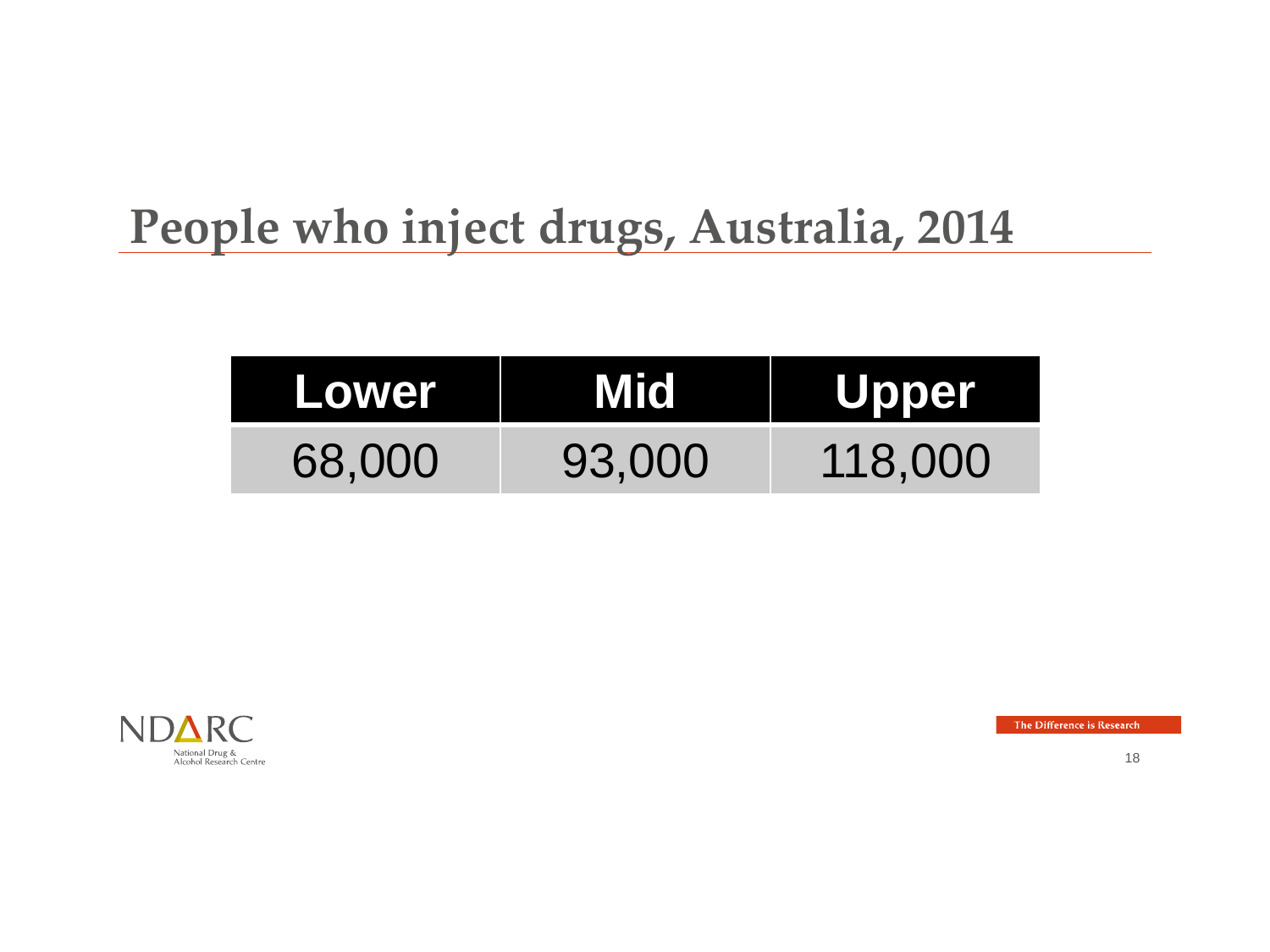# People who inject drugs, Australia, 2014

| Lower | Mid | Upper |
|---|---|---|
| 68,000 | 93,000 | 118,000 |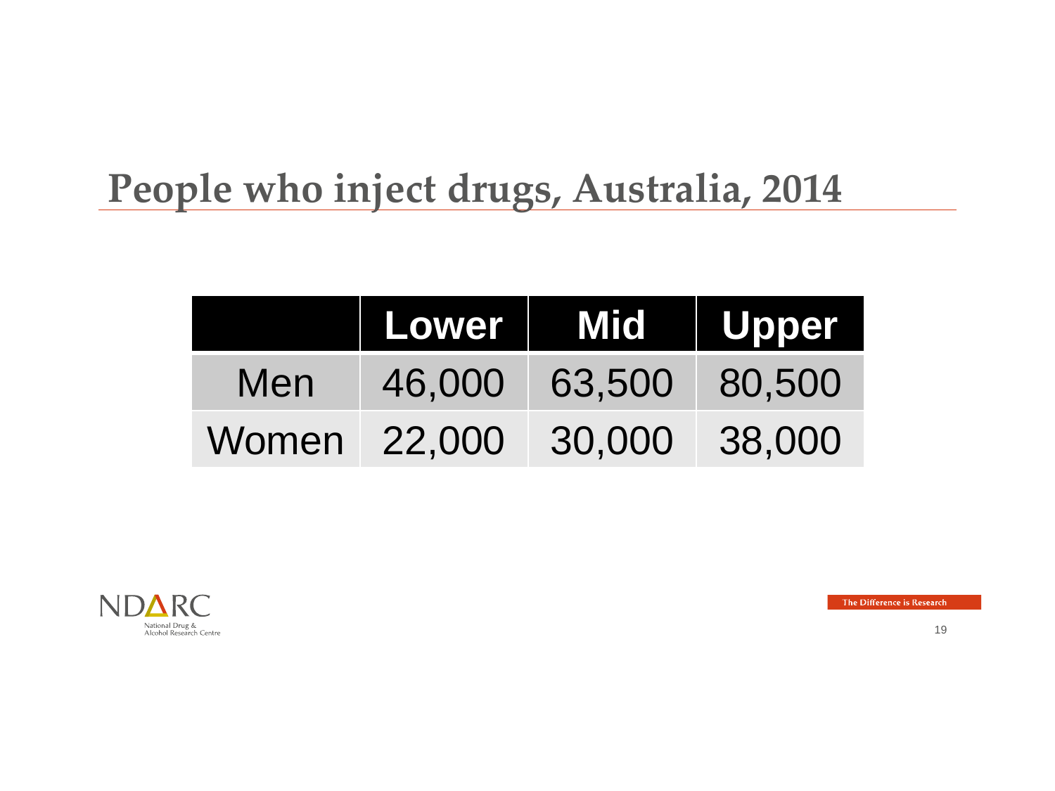# People who inject drugs, Australia, 2014

| | Lower | Mid | Upper |
|---|---|---|---|
| Men | 46,000 | 63,500 | 80,500 |
| Women | 22,000 | 30,000 | 38,000 |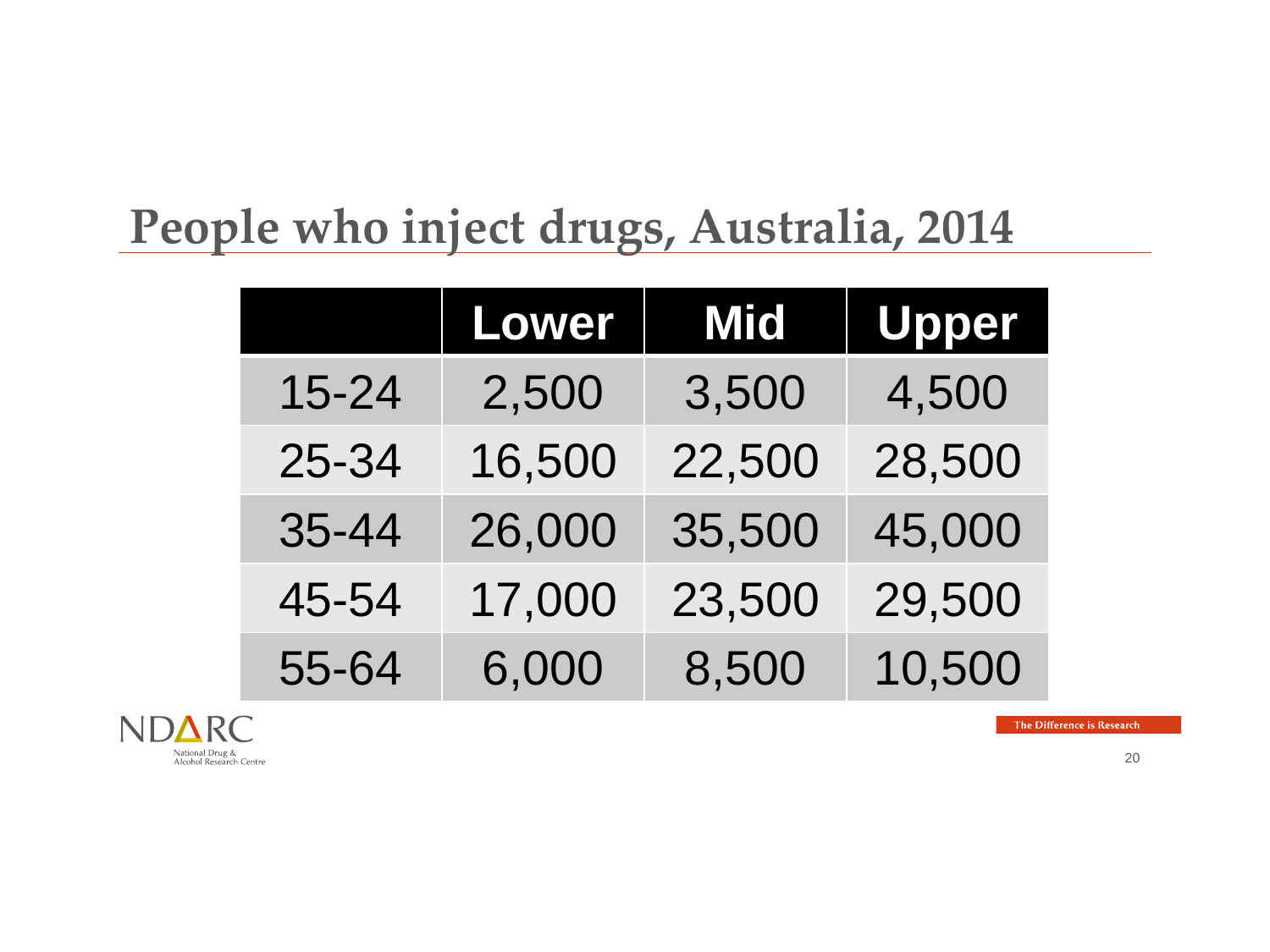# People who inject drugs, Australia, 2014

| | Lower | Mid | Upper |
|---|---|---|---|
| 15-24 | 2,500 | 3,500 | 4,500 |
| 25-34 | 16,500 | 22,500 | 28,500 |
| 35-44 | 26,000 | 35,500 | 45,000 |
| 45-54 | 17,000 | 23,500 | 29,500 |
| 55-64 | 6,000 | 8,500 | 10,500 |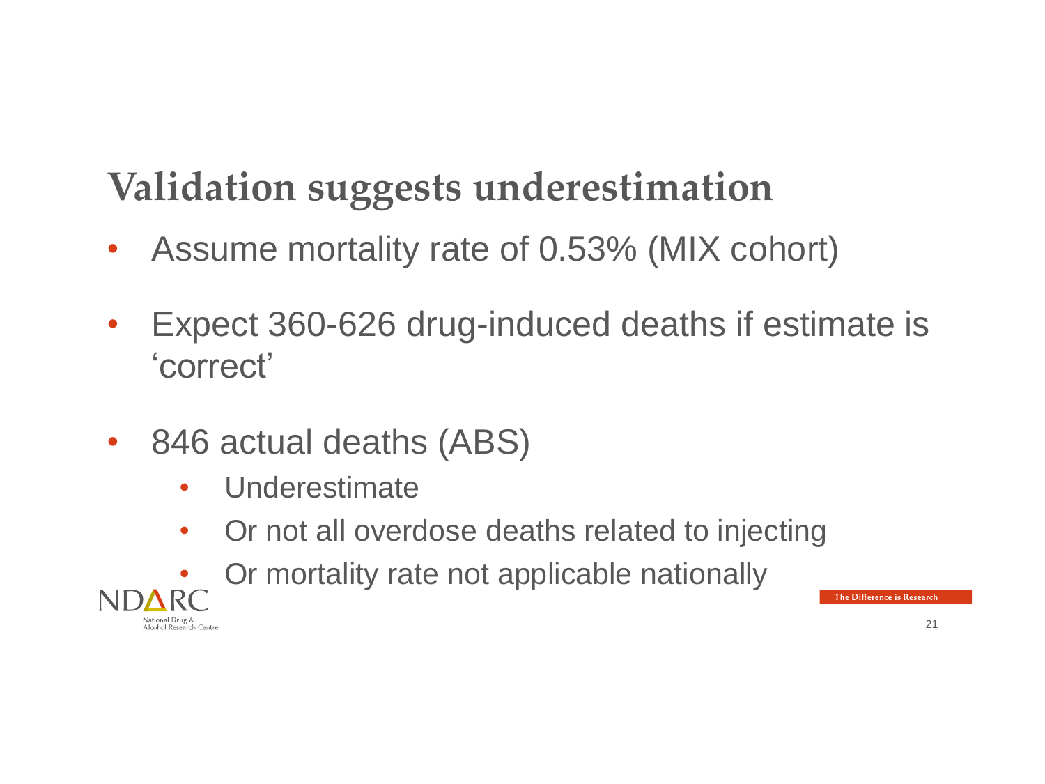# Validation suggests underestimation

- Assume mortality rate of 0.53% (MIX cohort)
- Expect 360-626 drug-induced deaths if estimate is 'correct'
- 846 actual deaths (ABS)
  - Underestimate
  - Or not all overdose deaths related to injecting
  - Or mortality rate not applicable nationally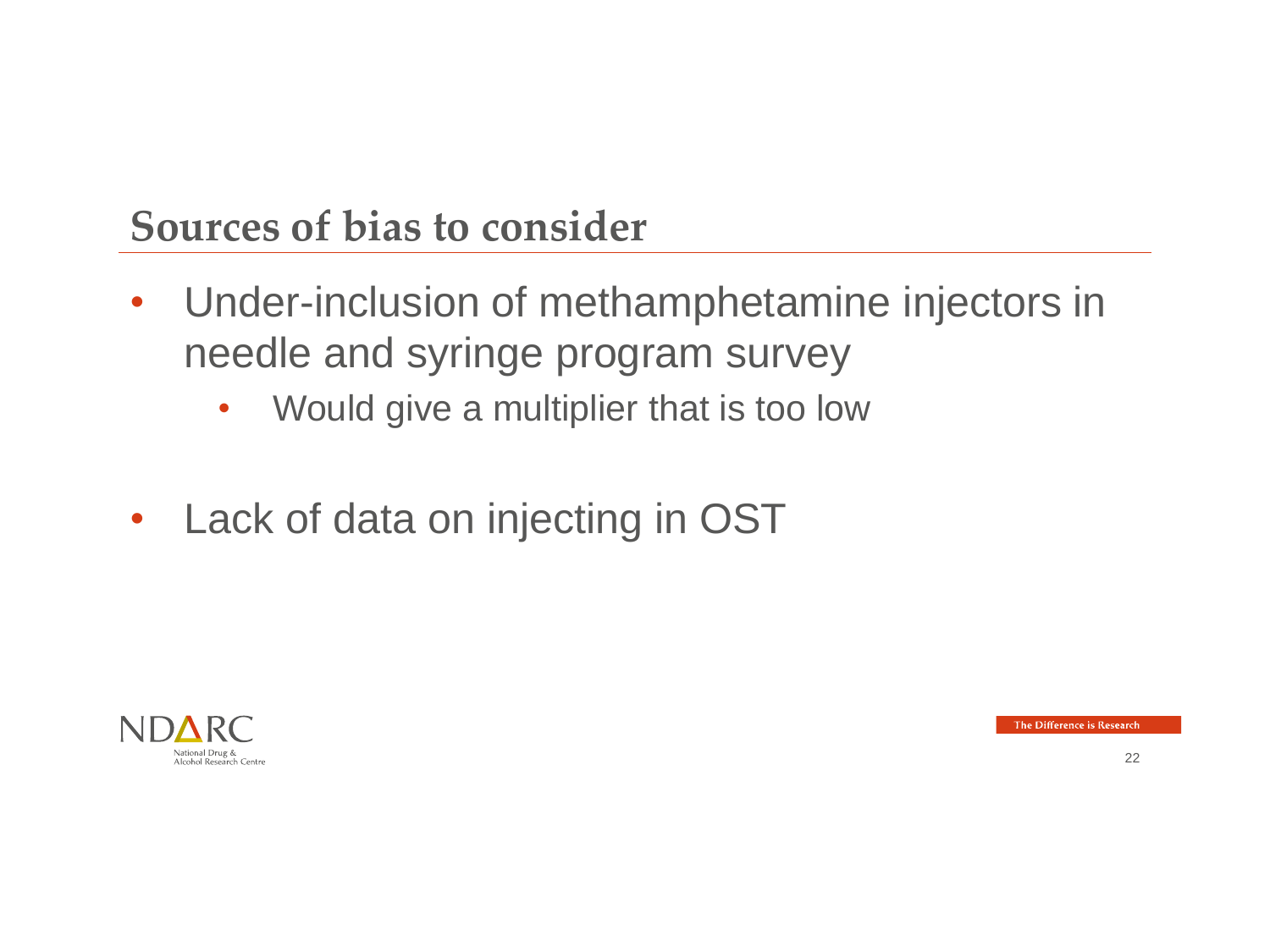## Sources of bias to consider

- Under-inclusion of methamphetamine injectors in needle and syringe program survey
  - Would give a multiplier that is too low
- Lack of data on injecting in OST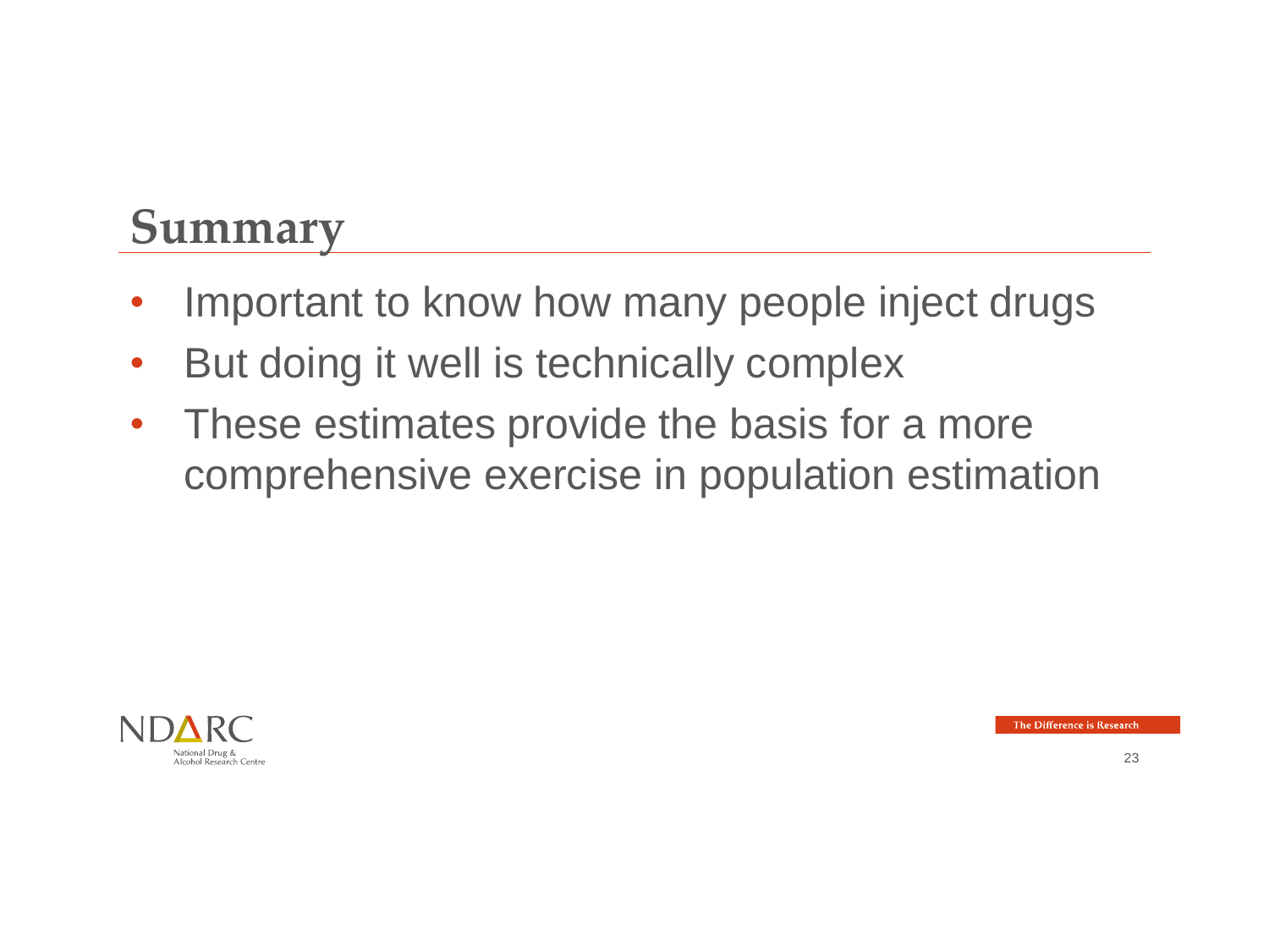# Summary

- Important to know how many people inject drugs
- But doing it well is technically complex
- These estimates provide the basis for a more comprehensive exercise in population estimation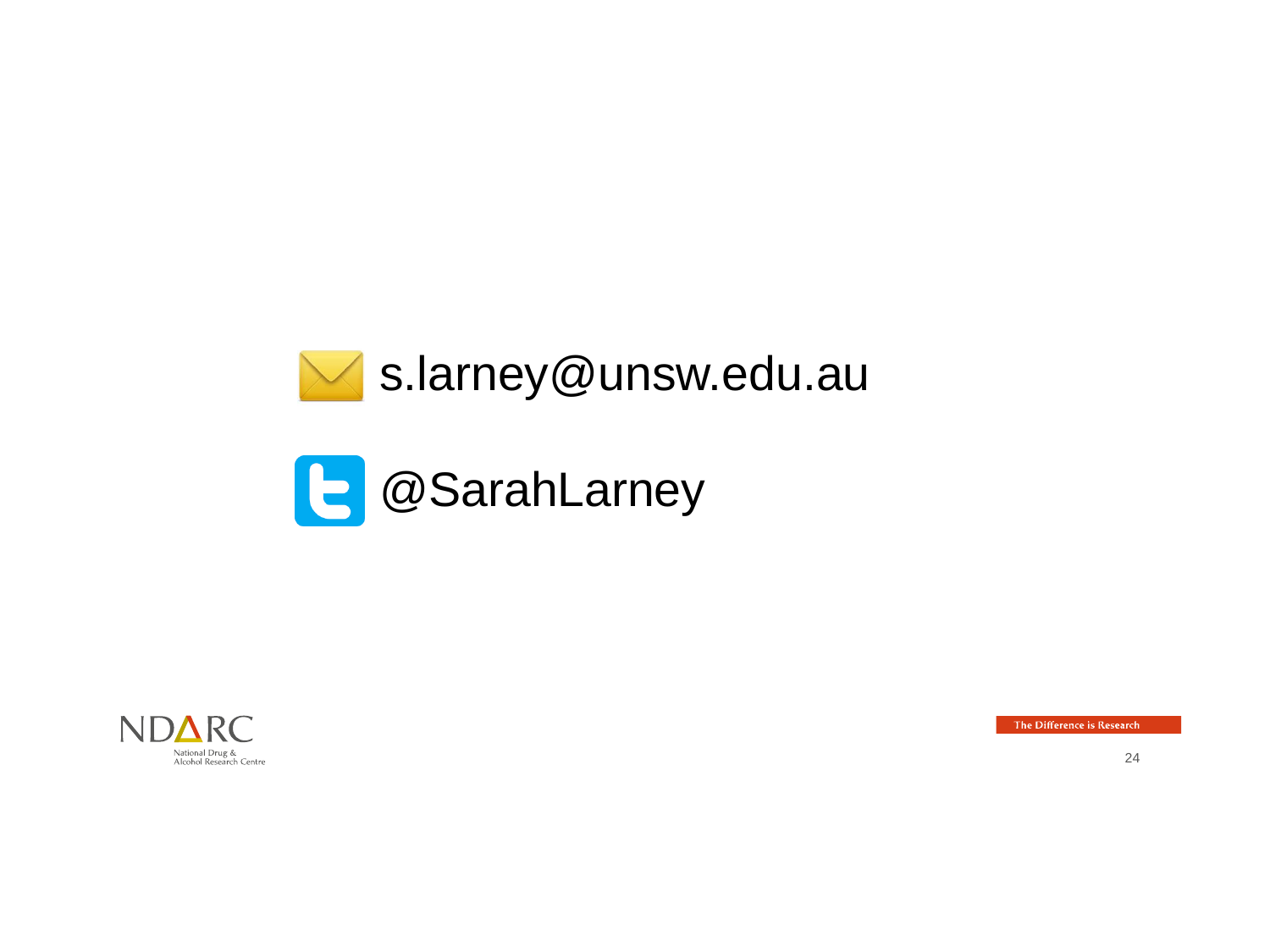s.larney@unsw.edu.au

@SarahLarney

NDARC
National Drug & Alcohol Research Centre

The Difference is Research